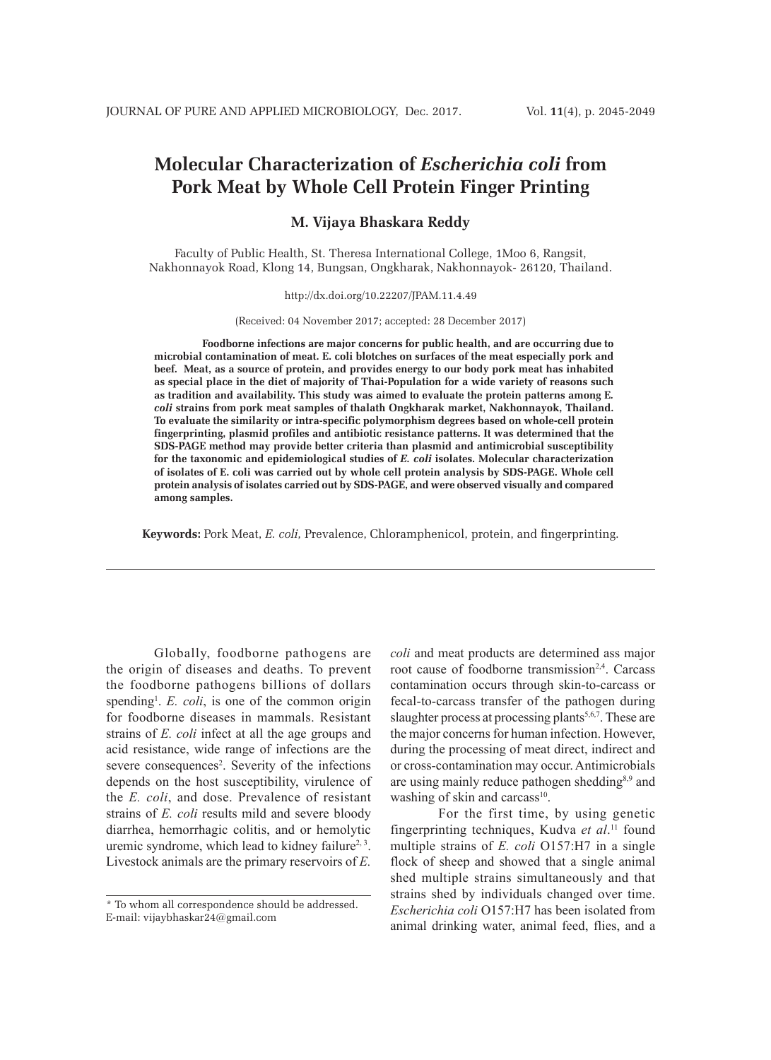# Molecular Characterization of *Escherichia coli* from Pork Meat by Whole Cell Protein Finger Printing

**M. Vijaya Bhaskara Reddy**

Faculty of Public Health, St. Theresa International College, 1Moo 6, Rangsit, Nakhonnayok Road, Klong 14, Bungsan, Ongkharak, Nakhonnayok- 26120, Thailand.

http://dx.doi.org/10.22207/JPAM.11.4.49

(Received: 04 November 2017; accepted: 28 December 2017)

**Foodborne infections are major concerns for public health, and are occurring due to microbial contamination of meat. E. coli blotches on surfaces of the meat especially pork and beef. Meat, as a source of protein, and provides energy to our body pork meat has inhabited as special place in the diet of majority of Thai-Population for a wide variety of reasons such as tradition and availability. This study was aimed to evaluate the protein patterns among E. *coli* strains from pork meat samples of thalath Ongkharak market, Nakhonnayok, Thailand. To evaluate the similarity or intra-specific polymorphism degrees based on whole-cell protein fingerprinting, plasmid profiles and antibiotic resistance patterns. It was determined that the SDS-PAGE method may provide better criteria than plasmid and antimicrobial susceptibility for the taxonomic and epidemiological studies of *E. coli* isolates. Molecular characterization of isolates of E. coli was carried out by whole cell protein analysis by SDS-PAGE. Whole cell protein analysis of isolates carried out by SDS-PAGE, and were observed visually and compared among samples.**

**Keywords:** Pork Meat, *E. coli,* Prevalence, Chloramphenicol, protein, and fingerprinting.

---

Globally, foodborne pathogens are the origin of diseases and deaths. To prevent the foodborne pathogens billions of dollars spending[1]. *E. coli*, is one of the common origin for foodborne diseases in mammals. Resistant strains of *E. coli* infect at all the age groups and acid resistance, wide range of infections are the severe consequences[2]. Severity of the infections depends on the host susceptibility, virulence of the *E. coli*, and dose. Prevalence of resistant strains of *E. coli* results mild and severe bloody diarrhea, hemorrhagic colitis, and or hemolytic uremic syndrome, which lead to kidney failure[2, 3]. Livestock animals are the primary reservoirs of *E. coli* and meat products are determined ass major root cause of foodborne transmission[2,4]. Carcass contamination occurs through skin-to-carcass or fecal-to-carcass transfer of the pathogen during slaughter process at processing plants[5,6,7]. These are the major concerns for human infection. However, during the processing of meat direct, indirect and or cross-contamination may occur. Antimicrobials are using mainly reduce pathogen shedding[8,9] and washing of skin and carcass[10].

For the first time, by using genetic fingerprinting techniques, Kudva *et al*.[11] found multiple strains of *E. coli* O157:H7 in a single flock of sheep and showed that a single animal shed multiple strains simultaneously and that strains shed by individuals changed over time. *Escherichia coli* O157:H7 has been isolated from animal drinking water, animal feed, flies, and a

\* To whom all correspondence should be addressed.
E-mail: vijaybhaskar24@gmail.com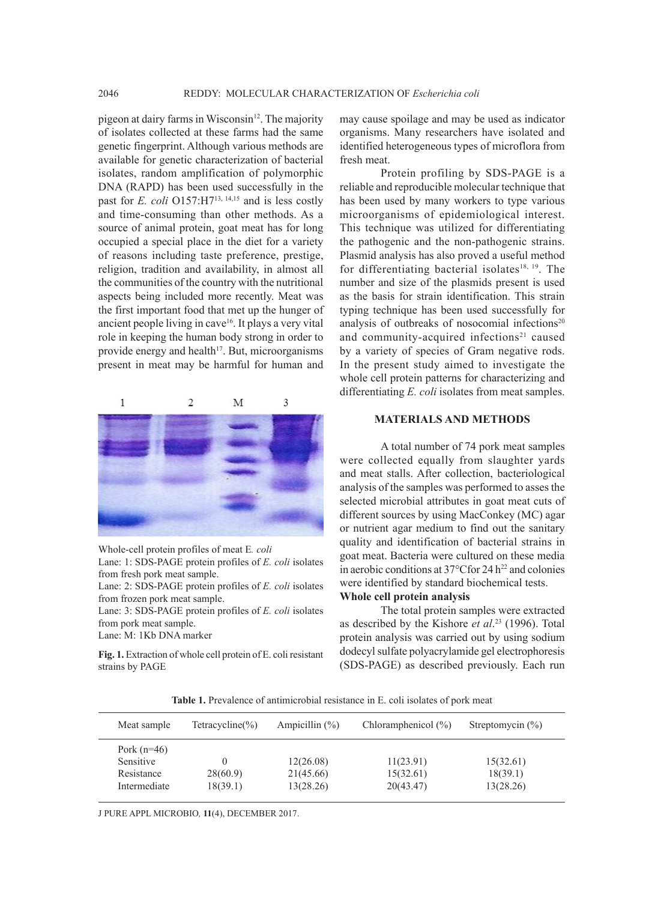pigeon at dairy farms in Wisconsin[12]. The majority of isolates collected at these farms had the same genetic fingerprint. Although various methods are available for genetic characterization of bacterial isolates, random amplification of polymorphic DNA (RAPD) has been used successfully in the past for *E. coli* O157:H7[13, 14,15] and is less costly and time-consuming than other methods. As a source of animal protein, goat meat has for long occupied a special place in the diet for a variety of reasons including taste preference, prestige, religion, tradition and availability, in almost all the communities of the country with the nutritional aspects being included more recently. Meat was the first important food that met up the hunger of ancient people living in cave[16]. It plays a very vital role in keeping the human body strong in order to provide energy and health[17]. But, microorganisms present in meat may be harmful for human and may cause spoilage and may be used as indicator organisms. Many researchers have isolated and identified heterogeneous types of microflora from fresh meat.

Protein profiling by SDS-PAGE is a reliable and reproducible molecular technique that has been used by many workers to type various microorganisms of epidemiological interest. This technique was utilized for differentiating the pathogenic and the non-pathogenic strains. Plasmid analysis has also proved a useful method for differentiating bacterial isolates[18, 19]. The number and size of the plasmids present is used as the basis for strain identification. This strain typing technique has been used successfully for analysis of outbreaks of nosocomial infections[20] and community-acquired infections[21] caused by a variety of species of Gram negative rods. In the present study aimed to investigate the whole cell protein patterns for characterizing and differentiating *E. coli* isolates from meat samples.

Whole-cell protein profiles of meat E. *coli*
Lane: 1: SDS-PAGE protein profiles of *E. coli* isolates from fresh pork meat sample.
Lane: 2: SDS-PAGE protein profiles of *E. coli* isolates from frozen pork meat sample.
Lane: 3: SDS-PAGE protein profiles of *E. coli* isolates from pork meat sample.
Lane: M: 1Kb DNA marker

**Fig. 1.** Extraction of whole cell protein of E. coli resistant strains by PAGE

## MATERIALS AND METHODS

A total number of 74 pork meat samples were collected equally from slaughter yards and meat stalls. After collection, bacteriological analysis of the samples was performed to asses the selected microbial attributes in goat meat cuts of different sources by using MacConkey (MC) agar or nutrient agar medium to find out the sanitary quality and identification of bacterial strains in goat meat. Bacteria were cultured on these media in aerobic conditions at 37°C for 24 h[22] and colonies were identified by standard biochemical tests.

### Whole cell protein analysis

The total protein samples were extracted as described by the Kishore *et al.*[23] (1996). Total protein analysis was carried out by using sodium dodecyl sulfate polyacrylamide gel electrophoresis (SDS-PAGE) as described previously. Each run

**Table 1.** Prevalence of antimicrobial resistance in E. coli isolates of pork meat

| Meat sample | Tetracycline(%) | Ampicillin (%) | Chloramphenicol (%) | Streptomycin (%) |
|---|---|---|---|---|
| Pork (n=46) | | | | |
| Sensitive | 0 | 12(26.08) | 11(23.91) | 15(32.61) |
| Resistance | 28(60.9) | 21(45.66) | 15(32.61) | 18(39.1) |
| Intermediate | 18(39.1) | 13(28.26) | 20(43.47) | 13(28.26) |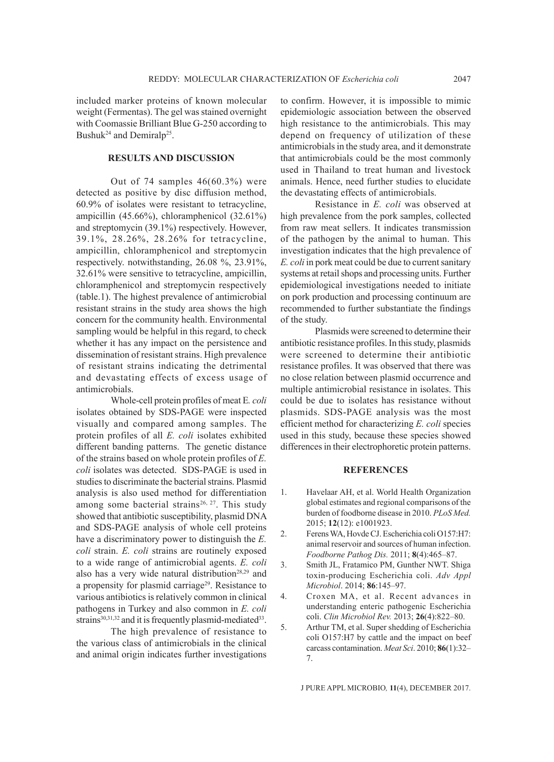included marker proteins of known molecular weight (Fermentas). The gel was stained overnight with Coomassie Brilliant Blue G-250 according to Bushuk[24] and Demiralp[25].

## RESULTS AND DISCUSSION

Out of 74 samples 46(60.3%) were detected as positive by disc diffusion method, 60.9% of isolates were resistant to tetracycline, ampicillin (45.66%), chloramphenicol (32.61%) and streptomycin (39.1%) respectively. However, 39.1%, 28.26%, 28.26% for tetracycline, ampicillin, chloramphenicol and streptomycin respectively. notwithstanding, 26.08 %, 23.91%, 32.61% were sensitive to tetracycline, ampicillin, chloramphenicol and streptomycin respectively (table.1). The highest prevalence of antimicrobial resistant strains in the study area shows the high concern for the community health. Environmental sampling would be helpful in this regard, to check whether it has any impact on the persistence and dissemination of resistant strains. High prevalence of resistant strains indicating the detrimental and devastating effects of excess usage of antimicrobials.

Whole-cell protein profiles of meat E*. coli* isolates obtained by SDS-PAGE were inspected visually and compared among samples. The protein profiles of all *E. coli* isolates exhibited different banding patterns. The genetic distance of the strains based on whole protein profiles of *E. coli* isolates was detected. SDS-PAGE is used in studies to discriminate the bacterial strains. Plasmid analysis is also used method for differentiation among some bacterial strains[26, 27]. This study showed that antibiotic susceptibility, plasmid DNA and SDS-PAGE analysis of whole cell proteins have a discriminatory power to distinguish the *E. coli* strain. *E. coli* strains are routinely exposed to a wide range of antimicrobial agents. *E. coli* also has a very wide natural distribution[28,29] and a propensity for plasmid carriage[29]. Resistance to various antibiotics is relatively common in clinical pathogens in Turkey and also common in *E. coli* strains[30,31,32] and it is frequently plasmid-mediated[33].

The high prevalence of resistance to the various class of antimicrobials in the clinical and animal origin indicates further investigations to confirm. However, it is impossible to mimic epidemiologic association between the observed high resistance to the antimicrobials. This may depend on frequency of utilization of these antimicrobials in the study area, and it demonstrate that antimicrobials could be the most commonly used in Thailand to treat human and livestock animals. Hence, need further studies to elucidate the devastating effects of antimicrobials.

Resistance in *E. coli* was observed at high prevalence from the pork samples, collected from raw meat sellers. It indicates transmission of the pathogen by the animal to human. This investigation indicates that the high prevalence of *E. coli* in pork meat could be due to current sanitary systems at retail shops and processing units. Further epidemiological investigations needed to initiate on pork production and processing continuum are recommended to further substantiate the findings of the study.

Plasmids were screened to determine their antibiotic resistance profiles. In this study, plasmids were screened to determine their antibiotic resistance profiles. It was observed that there was no close relation between plasmid occurrence and multiple antimicrobial resistance in isolates. This could be due to isolates has resistance without plasmids. SDS-PAGE analysis was the most efficient method for characterizing *E. coli* species used in this study, because these species showed differences in their electrophoretic protein patterns.

## REFERENCES

1. Havelaar AH, et al. World Health Organization global estimates and regional comparisons of the burden of foodborne disease in 2010. *PLoS Med.* 2015; **12**(12): e1001923.
2. Ferens WA, Hovde CJ. Escherichia coli O157:H7: animal reservoir and sources of human infection. *Foodborne Pathog Dis.* 2011; **8**(4):465–87.
3. Smith JL, Fratamico PM, Gunther NWT. Shiga toxin-producing Escherichia coli. *Adv Appl Microbiol*. 2014; **86**:145–97.
4. Croxen MA, et al. Recent advances in understanding enteric pathogenic Escherichia coli. *Clin Microbiol Rev.* 2013; **26**(4):822–80.
5. Arthur TM, et al. Super shedding of Escherichia coli O157:H7 by cattle and the impact on beef carcass contamination. *Meat Sci*. 2010; **86**(1):32–7.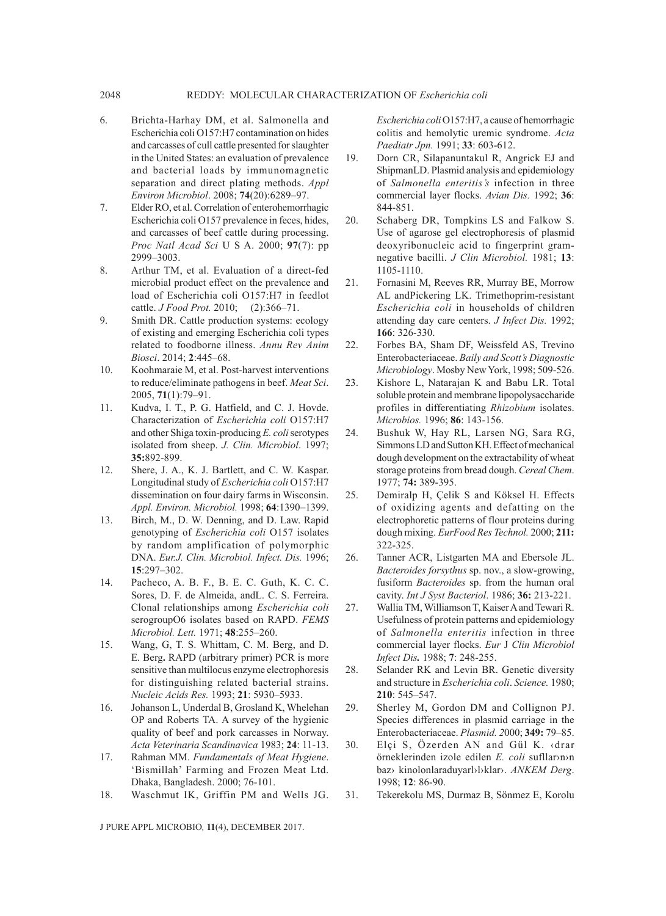6. Brichta-Harhay DM, et al. Salmonella and Escherichia coli O157:H7 contamination on hides and carcasses of cull cattle presented for slaughter in the United States: an evaluation of prevalence and bacterial loads by immunomagnetic separation and direct plating methods. *Appl Environ Microbiol*. 2008; **74**(20):6289–97.
7. Elder RO, et al. Correlation of enterohemorrhagic Escherichia coli O157 prevalence in feces, hides, and carcasses of beef cattle during processing. *Proc Natl Acad Sci* U S A. 2000; **97**(7): pp 2999–3003.
8. Arthur TM, et al. Evaluation of a direct-fed microbial product effect on the prevalence and load of Escherichia coli O157:H7 in feedlot cattle. *J Food Prot.* 2010; (2):366–71.
9. Smith DR. Cattle production systems: ecology of existing and emerging Escherichia coli types related to foodborne illness. *Annu Rev Anim Biosci*. 2014; **2**:445–68.
10. Koohmaraie M, et al. Post-harvest interventions to reduce/eliminate pathogens in beef. *Meat Sci*. 2005, **71**(1):79–91.
11. Kudva, I. T., P. G. Hatfield, and C. J. Hovde. Characterization of *Escherichia coli* O157:H7 and other Shiga toxin-producing *E. coli* serotypes isolated from sheep. *J. Clin. Microbiol*. 1997; **35:**892-899.
12. Shere, J. A., K. J. Bartlett, and C. W. Kaspar. Longitudinal study of *Escherichia coli* O157:H7 dissemination on four dairy farms in Wisconsin. *Appl. Environ. Microbiol.* 1998; **64**:1390–1399.
13. Birch, M., D. W. Denning, and D. Law. Rapid genotyping of *Escherichia coli* O157 isolates by random amplification of polymorphic DNA. *Eur.J. Clin. Microbiol. Infect. Dis.* 1996; **15**:297–302.
14. Pacheco, A. B. F., B. E. C. Guth, K. C. C. Sores, D. F. de Almeida, andL. C. S. Ferreira. Clonal relationships among *Escherichia coli* serogroupO6 isolates based on RAPD. *FEMS Microbiol. Lett.* 1971; **48**:255–260.
15. Wang, G, T. S. Whittam, C. M. Berg, and D. E. Berg**.** RAPD (arbitrary primer) PCR is more sensitive than multilocus enzyme electrophoresis for distinguishing related bacterial strains. *Nucleic Acids Res.* 1993; **21**: 5930–5933.
16. Johanson L, Underdal B, Grosland K, Whelehan OP and Roberts TA. A survey of the hygienic quality of beef and pork carcasses in Norway. *Acta Veterinaria Scandinavica* 1983; **24**: 11-13.
17. Rahman MM. *Fundamentals of Meat Hygiene*. 'Bismillah' Farming and Frozen Meat Ltd. Dhaka, Bangladesh. 2000; 76-101.
18. Waschmut IK, Griffin PM and Wells JG. *Escherichia coli* O157:H7, a cause of hemorrhagic colitis and hemolytic uremic syndrome. *Acta Paediatr Jpn.* 1991; **33**: 603-612.
19. Dorn CR, Silapanuntakul R, Angrick EJ and ShipmanLD. Plasmid analysis and epidemiology of *Salmonella enteritis's* infection in three commercial layer flocks. *Avian Dis.* 1992; **36**: 844-851.
20. Schaberg DR, Tompkins LS and Falkow S. Use of agarose gel electrophoresis of plasmid deoxyribonucleic acid to fingerprint gram-negative bacilli. *J Clin Microbiol.* 1981; **13**: 1105-1110.
21. Fornasini M, Reeves RR, Murray BE, Morrow AL andPickering LK. Trimethoprim-resistant *Escherichia coli* in households of children attending day care centers. *J Infect Dis.* 1992; **166**: 326-330.
22. Forbes BA, Sham DF, Weissfeld AS, Trevino Enterobacteriaceae. *Baily and Scott's Diagnostic Microbiology*. Mosby New York, 1998; 509-526.
23. Kishore L, Natarajan K and Babu LR. Total soluble protein and membrane lipopolysaccharide profiles in differentiating *Rhizobium* isolates. *Microbios.* 1996; **86**: 143-156.
24. Bushuk W, Hay RL, Larsen NG, Sara RG, Simmons LD and Sutton KH. Effect of mechanical dough development on the extractability of wheat storage proteins from bread dough. *Cereal Chem*. 1977; **74:** 389-395.
25. Demiralp H, Çelik S and Köksel H. Effects of oxidizing agents and defatting on the electrophoretic patterns of flour proteins during dough mixing. *EurFood Res Technol.* 2000; **211:** 322-325.
26. Tanner ACR, Listgarten MA and Ebersole JL. *Bacteroides forsythus* sp. nov., a slow-growing, fusiform *Bacteroides* sp. from the human oral cavity. *Int J Syst Bacteriol*. 1986; **36:** 213-221.
27. Wallia TM, Williamson T, Kaiser A and Tewari R. Usefulness of protein patterns and epidemiology of *Salmonella enteritis* infection in three commercial layer flocks. *Eur* J *Clin Microbiol Infect Dis.* 1988; **7**: 248-255.
28. Selander RK and Levin BR. Genetic diversity and structure in *Escherichia coli*. *Science.* 1980; **210**: 545–547.
29. Sherley M, Gordon DM and Collignon PJ. Species differences in plasmid carriage in the Enterobacteriaceae. *Plasmid.* 2000; **349:** 79–85.
30. Elçi S, Özerden AN and Gül K. ‹drar örneklerinden izole edilen *E. coli* sufllar›n›n baz› kinolonlaraduyarl›l›klar›. *ANKEM Derg*. 1998; **12**: 86-90.
31. Tekerekolu MS, Durmaz B, Sönmez E, Korolu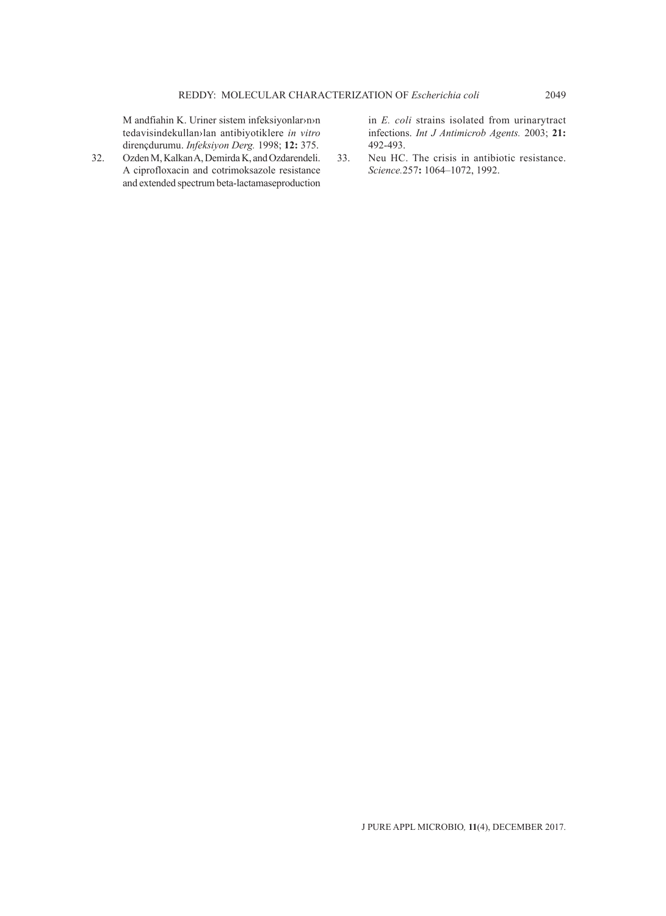M andfiahin K. Uriner sistem infeksiyonlar›n›n tedavisindekullan›lan antibiyotiklere *in vitro* dirençdurumu. *Infeksiyon Derg.* 1998; **12:** 375.

32. Ozden M, Kalkan A, Demirda K, and Ozdarendeli. A ciprofloxacin and cotrimoksazole resistance and extended spectrum beta-lactamaseproduction in *E. coli* strains isolated from urinarytract infections. *Int J Antimicrob Agents.* 2003; **21:** 492-493.

33. Neu HC. The crisis in antibiotic resistance. *Science.*257**:** 1064–1072, 1992.